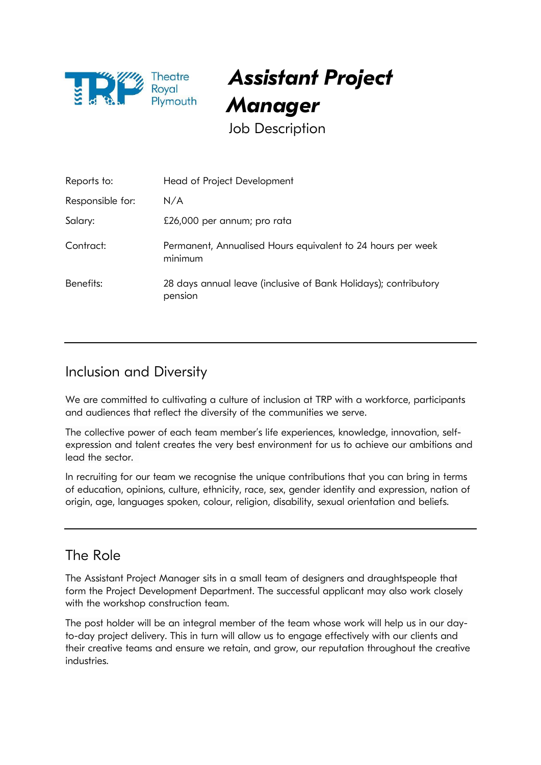Theatre Royal Plymouth

# *Assistant Project Manager*

Job Description

| | |
|---|---|
| Reports to: | Head of Project Development |
| Responsible for: | N/A |
| Salary: | £26,000 per annum; pro rata |
| Contract: | Permanent, Annualised Hours equivalent to 24 hours per week minimum |
| Benefits: | 28 days annual leave (inclusive of Bank Holidays); contributory pension |

## Inclusion and Diversity

We are committed to cultivating a culture of inclusion at TRP with a workforce, participants and audiences that reflect the diversity of the communities we serve.

The collective power of each team member's life experiences, knowledge, innovation, self-expression and talent creates the very best environment for us to achieve our ambitions and lead the sector.

In recruiting for our team we recognise the unique contributions that you can bring in terms of education, opinions, culture, ethnicity, race, sex, gender identity and expression, nation of origin, age, languages spoken, colour, religion, disability, sexual orientation and beliefs.

## The Role

The Assistant Project Manager sits in a small team of designers and draughtspeople that form the Project Development Department. The successful applicant may also work closely with the workshop construction team.

The post holder will be an integral member of the team whose work will help us in our day-to-day project delivery. This in turn will allow us to engage effectively with our clients and their creative teams and ensure we retain, and grow, our reputation throughout the creative industries.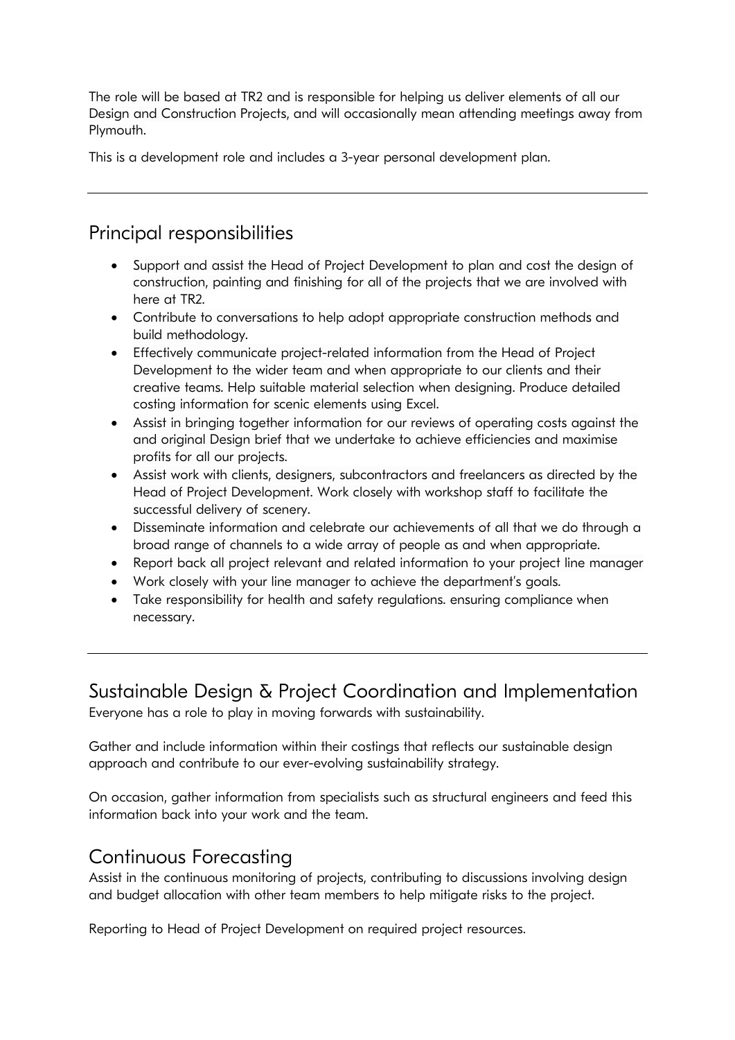The role will be based at TR2 and is responsible for helping us deliver elements of all our Design and Construction Projects, and will occasionally mean attending meetings away from Plymouth.

This is a development role and includes a 3-year personal development plan.

---

## Principal responsibilities

- Support and assist the Head of Project Development to plan and cost the design of construction, painting and finishing for all of the projects that we are involved with here at TR2.
- Contribute to conversations to help adopt appropriate construction methods and build methodology.
- Effectively communicate project-related information from the Head of Project Development to the wider team and when appropriate to our clients and their creative teams. Help suitable material selection when designing. Produce detailed costing information for scenic elements using Excel.
- Assist in bringing together information for our reviews of operating costs against the and original Design brief that we undertake to achieve efficiencies and maximise profits for all our projects.
- Assist work with clients, designers, subcontractors and freelancers as directed by the Head of Project Development. Work closely with workshop staff to facilitate the successful delivery of scenery.
- Disseminate information and celebrate our achievements of all that we do through a broad range of channels to a wide array of people as and when appropriate.
- Report back all project relevant and related information to your project line manager
- Work closely with your line manager to achieve the department's goals.
- Take responsibility for health and safety regulations. ensuring compliance when necessary.

---

## Sustainable Design & Project Coordination and Implementation

Everyone has a role to play in moving forwards with sustainability.

Gather and include information within their costings that reflects our sustainable design approach and contribute to our ever-evolving sustainability strategy.

On occasion, gather information from specialists such as structural engineers and feed this information back into your work and the team.

## Continuous Forecasting

Assist in the continuous monitoring of projects, contributing to discussions involving design and budget allocation with other team members to help mitigate risks to the project.

Reporting to Head of Project Development on required project resources.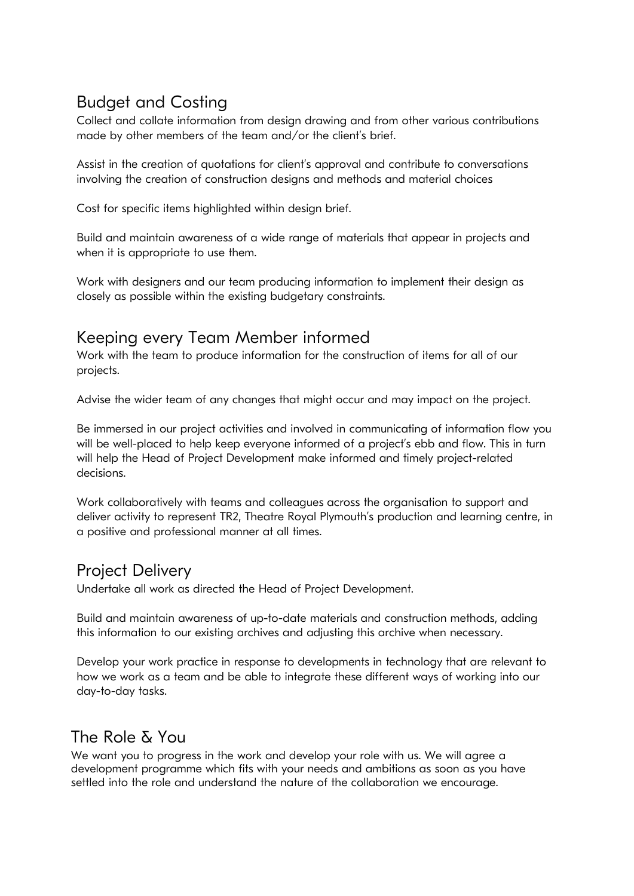## Budget and Costing

Collect and collate information from design drawing and from other various contributions made by other members of the team and/or the client's brief.

Assist in the creation of quotations for client's approval and contribute to conversations involving the creation of construction designs and methods and material choices

Cost for specific items highlighted within design brief.

Build and maintain awareness of a wide range of materials that appear in projects and when it is appropriate to use them.

Work with designers and our team producing information to implement their design as closely as possible within the existing budgetary constraints.

## Keeping every Team Member informed

Work with the team to produce information for the construction of items for all of our projects.

Advise the wider team of any changes that might occur and may impact on the project.

Be immersed in our project activities and involved in communicating of information flow you will be well-placed to help keep everyone informed of a project's ebb and flow. This in turn will help the Head of Project Development make informed and timely project-related decisions.

Work collaboratively with teams and colleagues across the organisation to support and deliver activity to represent TR2, Theatre Royal Plymouth's production and learning centre, in a positive and professional manner at all times.

## Project Delivery

Undertake all work as directed the Head of Project Development.

Build and maintain awareness of up-to-date materials and construction methods, adding this information to our existing archives and adjusting this archive when necessary.

Develop your work practice in response to developments in technology that are relevant to how we work as a team and be able to integrate these different ways of working into our day-to-day tasks.

## The Role & You

We want you to progress in the work and develop your role with us. We will agree a development programme which fits with your needs and ambitions as soon as you have settled into the role and understand the nature of the collaboration we encourage.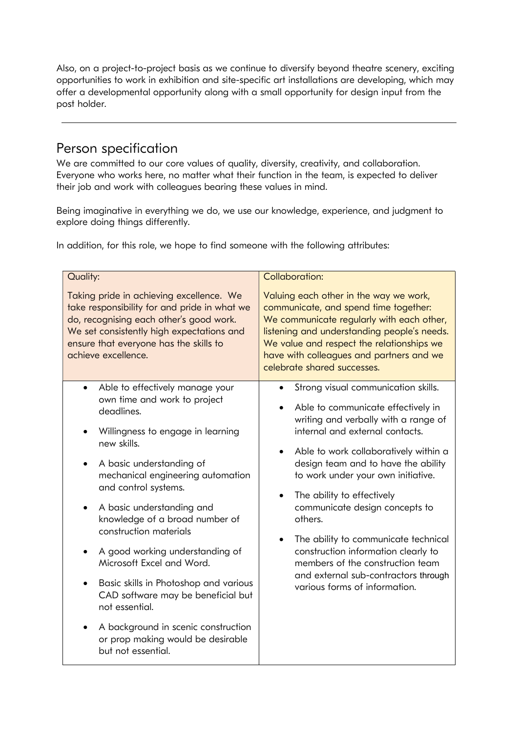Also, on a project-to-project basis as we continue to diversify beyond theatre scenery, exciting opportunities to work in exhibition and site-specific art installations are developing, which may offer a developmental opportunity along with a small opportunity for design input from the post holder.

---

## Person specification

We are committed to our core values of quality, diversity, creativity, and collaboration. Everyone who works here, no matter what their function in the team, is expected to deliver their job and work with colleagues bearing these values in mind.

Being imaginative in everything we do, we use our knowledge, experience, and judgment to explore doing things differently.

In addition, for this role, we hope to find someone with the following attributes:

| Quality:<br><br>Taking pride in achieving excellence. We take responsibility for and pride in what we do, recognising each other's good work. We set consistently high expectations and ensure that everyone has the skills to achieve excellence. | Collaboration:<br><br>Valuing each other in the way we work, communicate, and spend time together: We communicate regularly with each other, listening and understanding people's needs. We value and respect the relationships we have with colleagues and partners and we celebrate shared successes. |
|---|---|
| • Able to effectively manage your own time and work to project deadlines.<br>• Willingness to engage in learning new skills.<br>• A basic understanding of mechanical engineering automation and control systems.<br>• A basic understanding and knowledge of a broad number of construction materials<br>• A good working understanding of Microsoft Excel and Word.<br>• Basic skills in Photoshop and various CAD software may be beneficial but not essential.<br>• A background in scenic construction or prop making would be desirable but not essential. | • Strong visual communication skills.<br>• Able to communicate effectively in writing and verbally with a range of internal and external contacts.<br>• Able to work collaboratively within a design team and to have the ability to work under your own initiative.<br>• The ability to effectively communicate design concepts to others.<br>• The ability to communicate technical construction information clearly to members of the construction team and external sub-contractors through various forms of information. |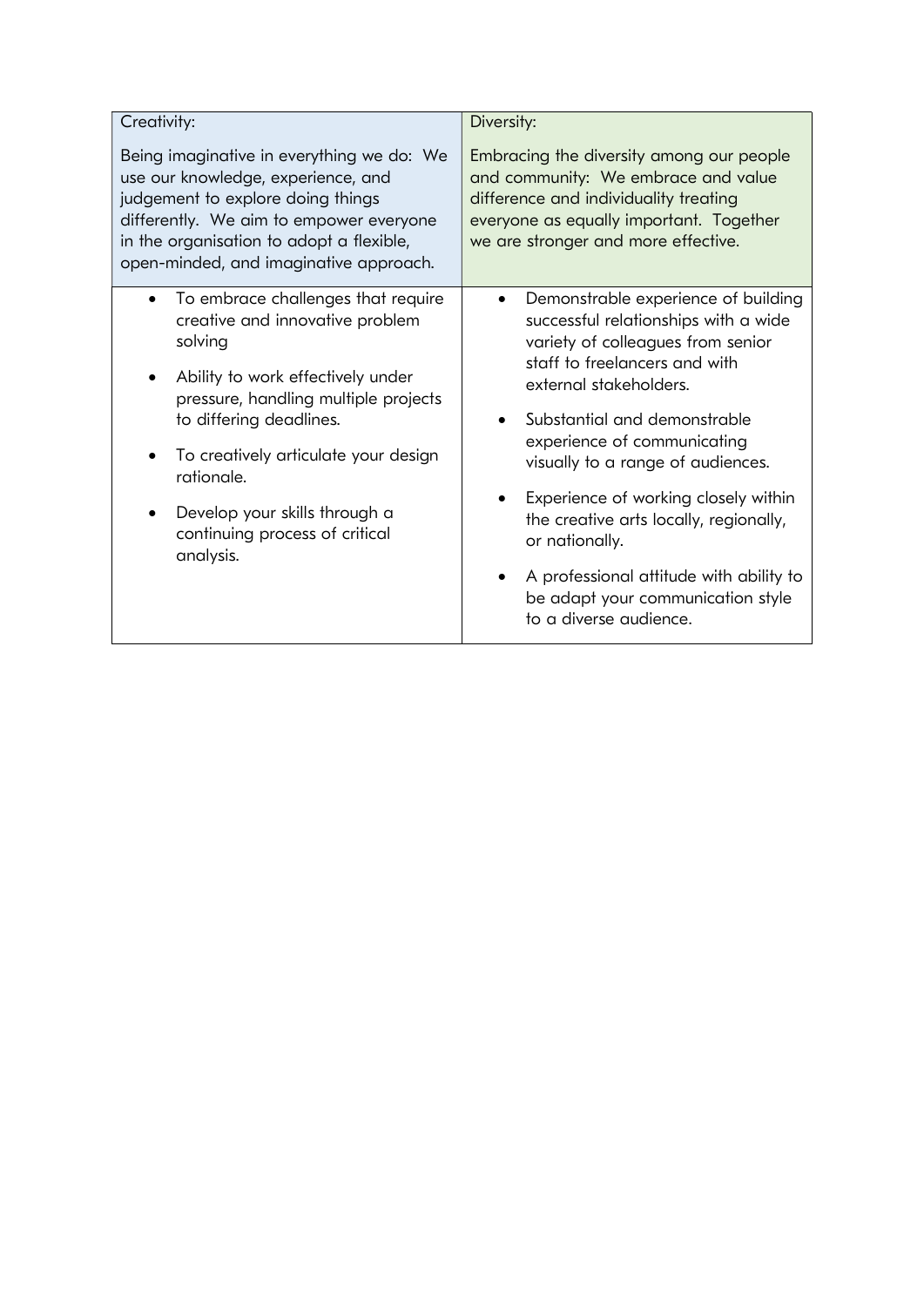| Creativity:<br><br>Being imaginative in everything we do: We use our knowledge, experience, and judgement to explore doing things differently. We aim to empower everyone in the organisation to adopt a flexible, open-minded, and imaginative approach. | Diversity:<br><br>Embracing the diversity among our people and community: We embrace and value difference and individuality treating everyone as equally important. Together we are stronger and more effective. |
|---|---|
| • To embrace challenges that require creative and innovative problem solving<br>• Ability to work effectively under pressure, handling multiple projects to differing deadlines.<br>• To creatively articulate your design rationale.<br>• Develop your skills through a continuing process of critical analysis. | • Demonstrable experience of building successful relationships with a wide variety of colleagues from senior staff to freelancers and with external stakeholders.<br>• Substantial and demonstrable experience of communicating visually to a range of audiences.<br>• Experience of working closely within the creative arts locally, regionally, or nationally.<br>• A professional attitude with ability to be adapt your communication style to a diverse audience. |